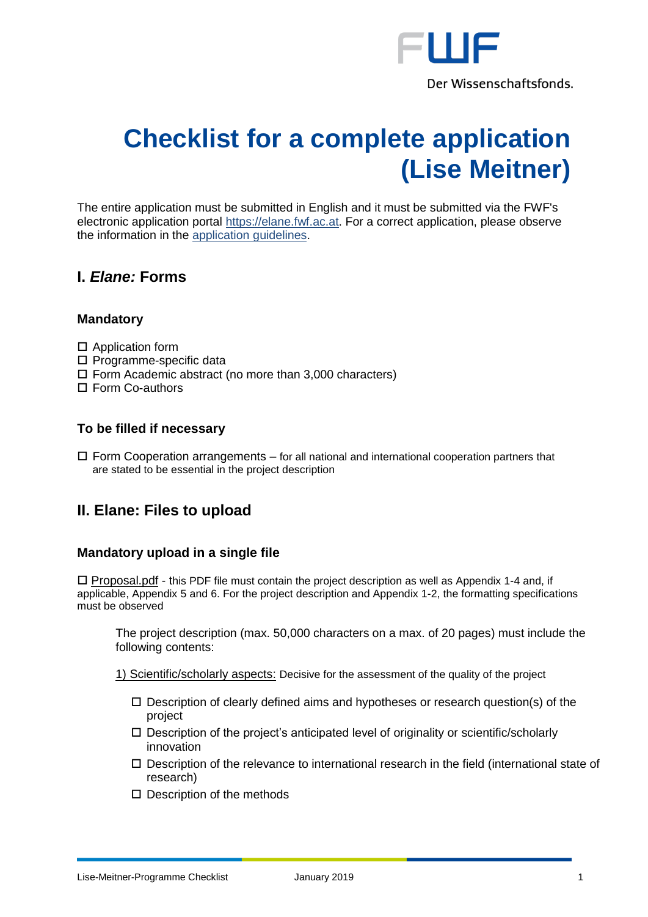# Checklist for a complete application (Lise Meitner)

The entire application must be submitted in English and it must be submitted via the FWF's electronic application portal https://elane.fwf.ac.at. For a correct application, please observe the information in the application guidelines.

## I. *Elane:* Forms

### Mandatory

- ☐ Application form
- ☐ Programme-specific data
- ☐ Form Academic abstract (no more than 3,000 characters)
- ☐ Form Co-authors

### To be filled if necessary

- ☐ Form Cooperation arrangements – for all national and international cooperation partners that are stated to be essential in the project description

## II. Elane: Files to upload

### Mandatory upload in a single file

☐ Proposal.pdf - this PDF file must contain the project description as well as Appendix 1-4 and, if applicable, Appendix 5 and 6. For the project description and Appendix 1-2, the formatting specifications must be observed

The project description (max. 50,000 characters on a max. of 20 pages) must include the following contents:

1) Scientific/scholarly aspects: Decisive for the assessment of the quality of the project

- ☐ Description of clearly defined aims and hypotheses or research question(s) of the project
- ☐ Description of the project's anticipated level of originality or scientific/scholarly innovation
- ☐ Description of the relevance to international research in the field (international state of research)
- ☐ Description of the methods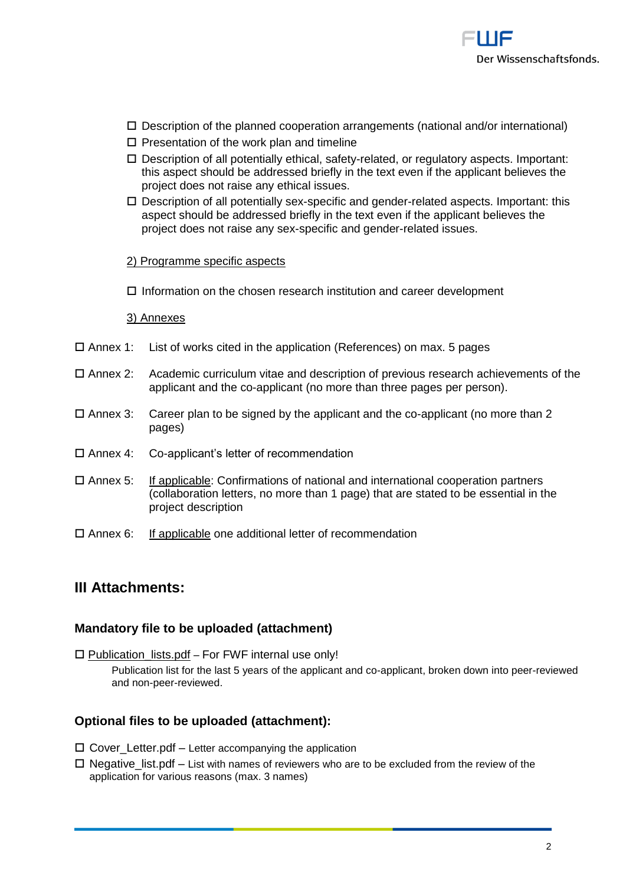- ☐ Description of the planned cooperation arrangements (national and/or international)
- ☐ Presentation of the work plan and timeline
- ☐ Description of all potentially ethical, safety-related, or regulatory aspects. Important: this aspect should be addressed briefly in the text even if the applicant believes the project does not raise any ethical issues.
- ☐ Description of all potentially sex-specific and gender-related aspects. Important: this aspect should be addressed briefly in the text even if the applicant believes the project does not raise any sex-specific and gender-related issues.

<u>2) Programme specific aspects</u>

- ☐ Information on the chosen research institution and career development

<u>3) Annexes</u>

☐ Annex 1: List of works cited in the application (References) on max. 5 pages

☐ Annex 2: Academic curriculum vitae and description of previous research achievements of the applicant and the co-applicant (no more than three pages per person).

☐ Annex 3: Career plan to be signed by the applicant and the co-applicant (no more than 2 pages)

☐ Annex 4: Co-applicant's letter of recommendation

☐ Annex 5: <u>If applicable</u>: Confirmations of national and international cooperation partners (collaboration letters, no more than 1 page) that are stated to be essential in the project description

☐ Annex 6: <u>If applicable</u> one additional letter of recommendation

## III Attachments:

### Mandatory file to be uploaded (attachment)

☐ <u>Publication_lists.pdf</u> – For FWF internal use only!

Publication list for the last 5 years of the applicant and co-applicant, broken down into peer-reviewed and non-peer-reviewed.

### Optional files to be uploaded (attachment):

- ☐ Cover_Letter.pdf – Letter accompanying the application
- ☐ Negative_list.pdf – List with names of reviewers who are to be excluded from the review of the application for various reasons (max. 3 names)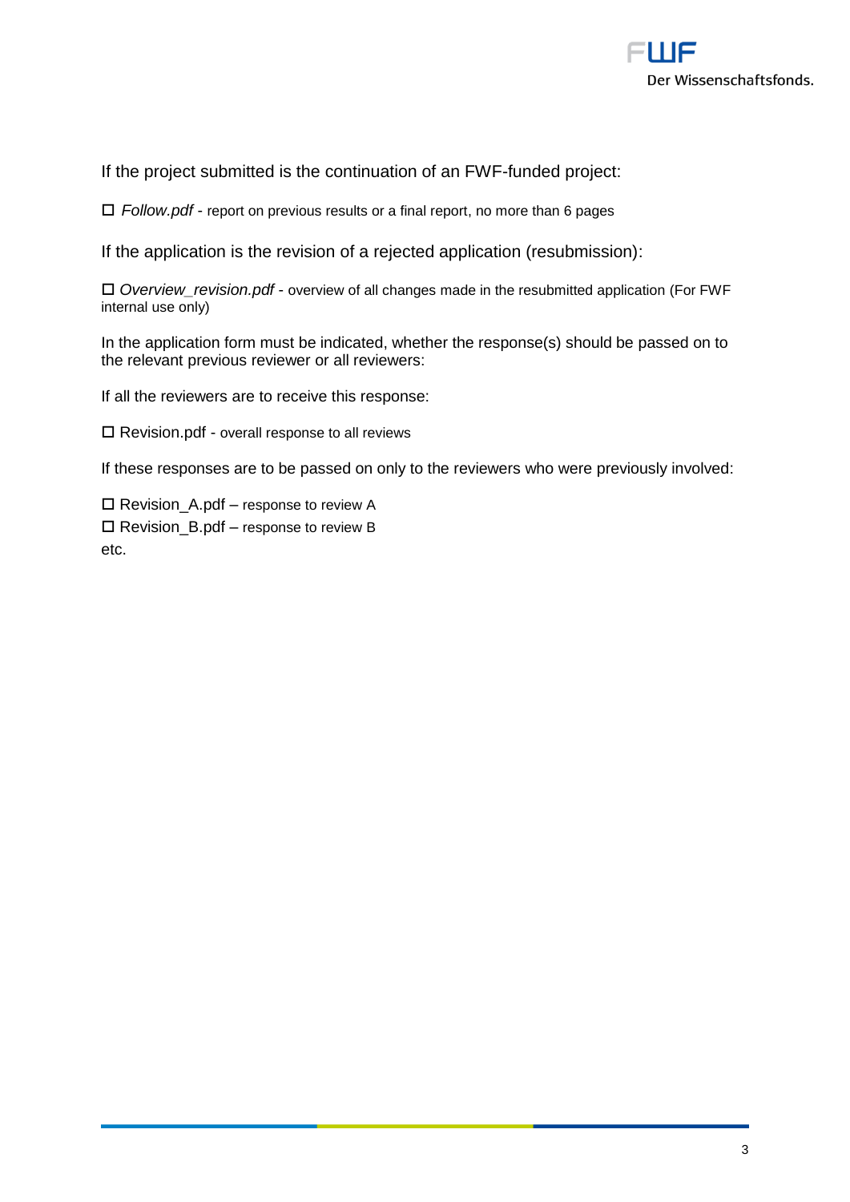If the project submitted is the continuation of an FWF-funded project:

☐ *Follow.pdf* - report on previous results or a final report, no more than 6 pages

If the application is the revision of a rejected application (resubmission):

☐ *Overview_revision.pdf* - overview of all changes made in the resubmitted application (For FWF internal use only)

In the application form must be indicated, whether the response(s) should be passed on to the relevant previous reviewer or all reviewers:

If all the reviewers are to receive this response:

☐ Revision.pdf - overall response to all reviews

If these responses are to be passed on only to the reviewers who were previously involved:

☐ Revision_A.pdf – response to review A
☐ Revision_B.pdf – response to review B
etc.